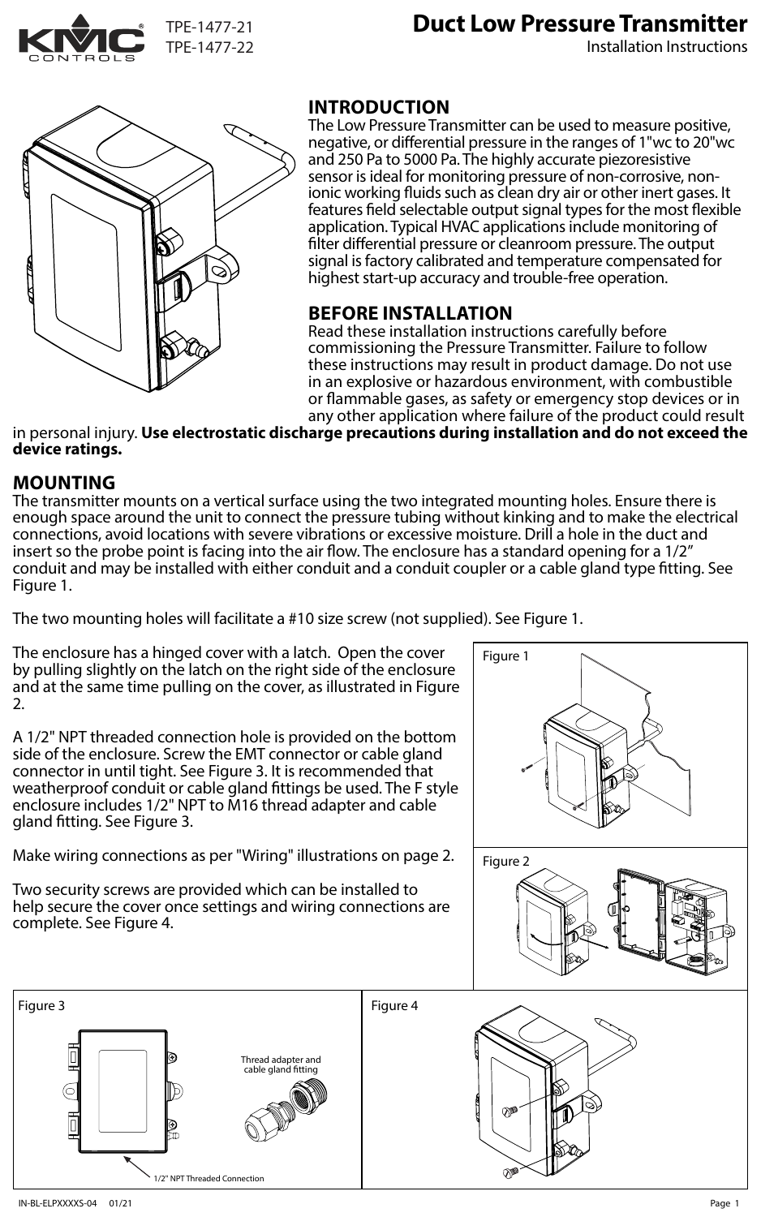TPE-1477-21
TPE-1477-22

# Duct Low Pressure Transmitter

Installation Instructions

## INTRODUCTION

The Low Pressure Transmitter can be used to measure positive, negative, or differential pressure in the ranges of 1"wc to 20"wc and 250 Pa to 5000 Pa. The highly accurate piezoresistive sensor is ideal for monitoring pressure of non-corrosive, non-ionic working fluids such as clean dry air or other inert gases. It features field selectable output signal types for the most flexible application. Typical HVAC applications include monitoring of filter differential pressure or cleanroom pressure. The output signal is factory calibrated and temperature compensated for highest start-up accuracy and trouble-free operation.

## BEFORE INSTALLATION

Read these installation instructions carefully before commissioning the Pressure Transmitter. Failure to follow these instructions may result in product damage. Do not use in an explosive or hazardous environment, with combustible or flammable gases, as safety or emergency stop devices or in any other application where failure of the product could result in personal injury. **Use electrostatic discharge precautions during installation and do not exceed the device ratings.**

## MOUNTING

The transmitter mounts on a vertical surface using the two integrated mounting holes. Ensure there is enough space around the unit to connect the pressure tubing without kinking and to make the electrical connections, avoid locations with severe vibrations or excessive moisture. Drill a hole in the duct and insert so the probe point is facing into the air flow. The enclosure has a standard opening for a 1/2" conduit and may be installed with either conduit and a conduit coupler or a cable gland type fitting. See Figure 1.

The two mounting holes will facilitate a #10 size screw (not supplied). See Figure 1.

The enclosure has a hinged cover with a latch. Open the cover by pulling slightly on the latch on the right side of the enclosure and at the same time pulling on the cover, as illustrated in Figure 2.

A 1/2" NPT threaded connection hole is provided on the bottom side of the enclosure. Screw the EMT connector or cable gland connector in until tight. See Figure 3. It is recommended that weatherproof conduit or cable gland fittings be used. The F style enclosure includes 1/2" NPT to M16 thread adapter and cable gland fitting. See Figure 3.

Make wiring connections as per "Wiring" illustrations on page 2.

Two security screws are provided which can be installed to help secure the cover once settings and wiring connections are complete. See Figure 4.

Figure 1

Figure 2

Figure 3

Thread adapter and cable gland fitting

1/2" NPT Threaded Connection

Figure 4

IN-BL-ELPXXXXS-04 01/21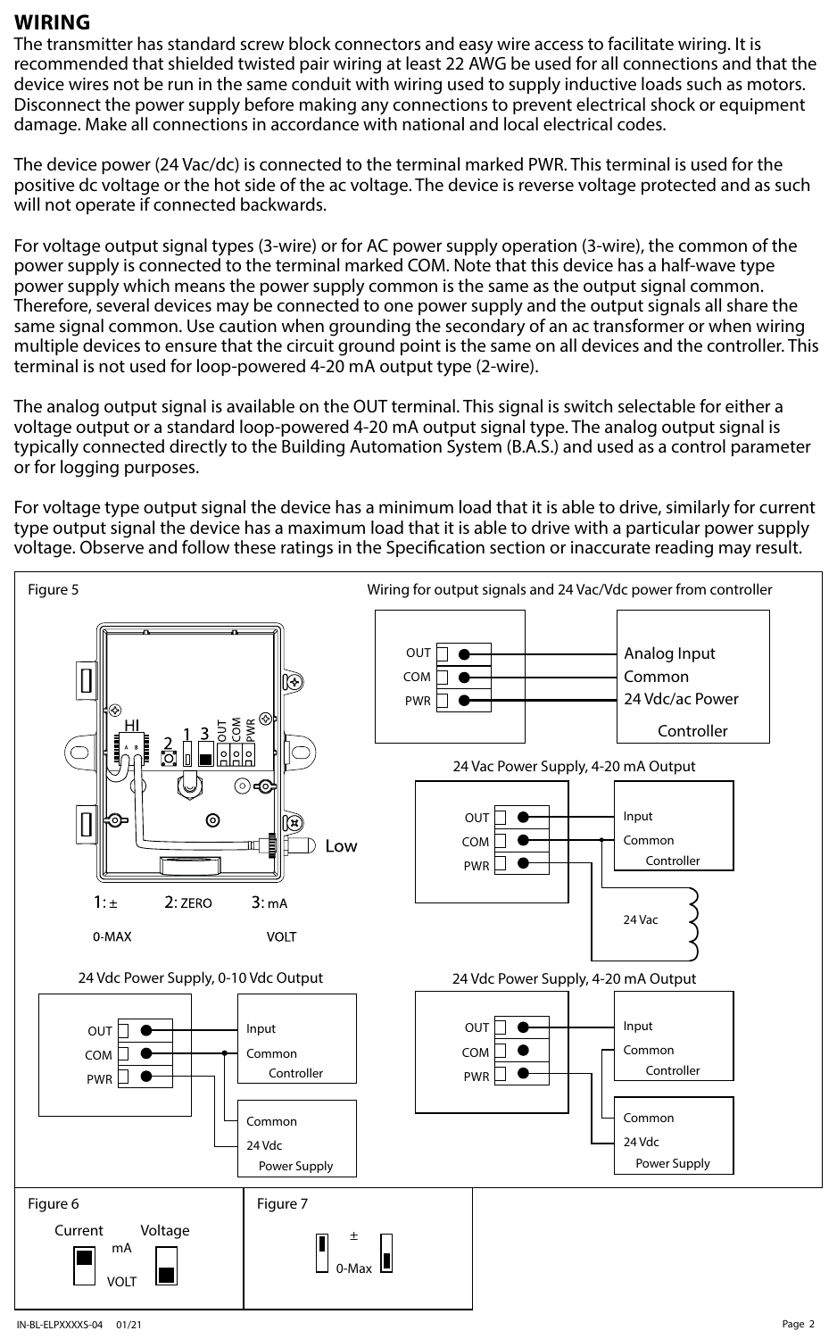## WIRING

The transmitter has standard screw block connectors and easy wire access to facilitate wiring. It is recommended that shielded twisted pair wiring at least 22 AWG be used for all connections and that the device wires not be run in the same conduit with wiring used to supply inductive loads such as motors. Disconnect the power supply before making any connections to prevent electrical shock or equipment damage. Make all connections in accordance with national and local electrical codes.

The device power (24 Vac/dc) is connected to the terminal marked PWR. This terminal is used for the positive dc voltage or the hot side of the ac voltage. The device is reverse voltage protected and as such will not operate if connected backwards.

For voltage output signal types (3-wire) or for AC power supply operation (3-wire), the common of the power supply is connected to the terminal marked COM. Note that this device has a half-wave type power supply which means the power supply common is the same as the output signal common. Therefore, several devices may be connected to one power supply and the output signals all share the same signal common. Use caution when grounding the secondary of an ac transformer or when wiring multiple devices to ensure that the circuit ground point is the same on all devices and the controller. This terminal is not used for loop-powered 4-20 mA output type (2-wire).

The analog output signal is available on the OUT terminal. This signal is switch selectable for either a voltage output or a standard loop-powered 4-20 mA output signal type. The analog output signal is typically connected directly to the Building Automation System (B.A.S.) and used as a control parameter or for logging purposes.

For voltage type output signal the device has a minimum load that it is able to drive, similarly for current type output signal the device has a maximum load that it is able to drive with a particular power supply voltage. Observe and follow these ratings in the Specification section or inaccurate reading may result.

Figure 5

HI 2 1 3 OUT COM PWR Low

1: ± 0-MAX 2: ZERO 3: mA VOLT

Wiring for output signals and 24 Vac/Vdc power from controller

OUT — Analog Input
COM — Common
PWR — 24 Vdc/ac Power
Controller

24 Vac Power Supply, 4-20 mA Output

OUT, COM, PWR — Input, Common, Controller — 24 Vac

24 Vdc Power Supply, 0-10 Vdc Output

OUT, COM, PWR — Input, Common, Controller — Common, 24 Vdc, Power Supply

24 Vdc Power Supply, 4-20 mA Output

OUT, COM, PWR — Input, Common, Controller — Common, 24 Vdc, Power Supply

Figure 6

Current Voltage mA VOLT

Figure 7

± 0-Max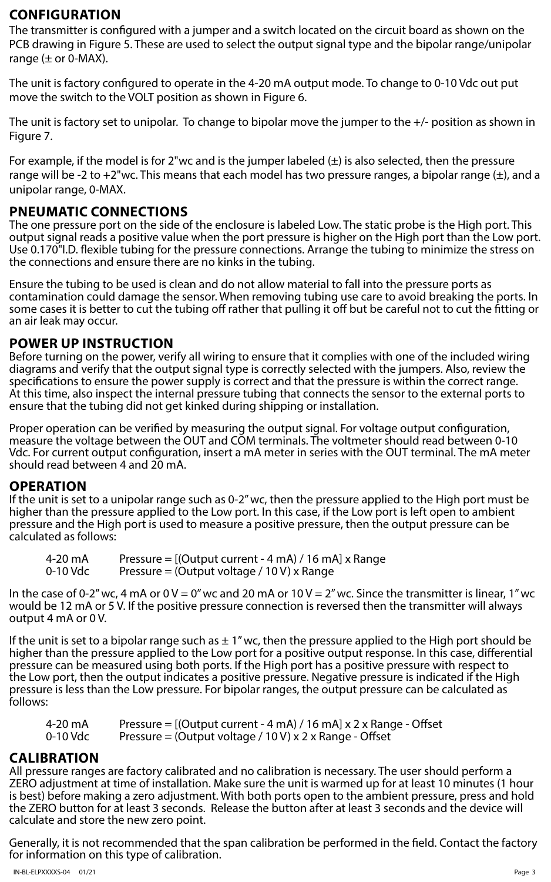## CONFIGURATION

The transmitter is configured with a jumper and a switch located on the circuit board as shown on the PCB drawing in Figure 5. These are used to select the output signal type and the bipolar range/unipolar range (± or 0-MAX).

The unit is factory configured to operate in the 4-20 mA output mode. To change to 0-10 Vdc out put move the switch to the VOLT position as shown in Figure 6.

The unit is factory set to unipolar. To change to bipolar move the jumper to the +/- position as shown in Figure 7.

For example, if the model is for 2"wc and is the jumper labeled (±) is also selected, then the pressure range will be -2 to +2"wc. This means that each model has two pressure ranges, a bipolar range (±), and a unipolar range, 0-MAX.

## PNEUMATIC CONNECTIONS

The one pressure port on the side of the enclosure is labeled Low. The static probe is the High port. This output signal reads a positive value when the port pressure is higher on the High port than the Low port. Use 0.170"I.D. flexible tubing for the pressure connections. Arrange the tubing to minimize the stress on the connections and ensure there are no kinks in the tubing.

Ensure the tubing to be used is clean and do not allow material to fall into the pressure ports as contamination could damage the sensor. When removing tubing use care to avoid breaking the ports. In some cases it is better to cut the tubing off rather that pulling it off but be careful not to cut the fitting or an air leak may occur.

## POWER UP INSTRUCTION

Before turning on the power, verify all wiring to ensure that it complies with one of the included wiring diagrams and verify that the output signal type is correctly selected with the jumpers. Also, review the specifications to ensure the power supply is correct and that the pressure is within the correct range. At this time, also inspect the internal pressure tubing that connects the sensor to the external ports to ensure that the tubing did not get kinked during shipping or installation.

Proper operation can be verified by measuring the output signal. For voltage output configuration, measure the voltage between the OUT and COM terminals. The voltmeter should read between 0-10 Vdc. For current output configuration, insert a mA meter in series with the OUT terminal. The mA meter should read between 4 and 20 mA.

## OPERATION

If the unit is set to a unipolar range such as 0-2" wc, then the pressure applied to the High port must be higher than the pressure applied to the Low port. In this case, if the Low port is left open to ambient pressure and the High port is used to measure a positive pressure, then the output pressure can be calculated as follows:

4-20 mA    Pressure = [(Output current - 4 mA) / 16 mA] x Range
0-10 Vdc    Pressure = (Output voltage / 10 V) x Range

In the case of 0-2" wc, 4 mA or 0 V = 0" wc and 20 mA or 10 V = 2" wc. Since the transmitter is linear, 1" wc would be 12 mA or 5 V. If the positive pressure connection is reversed then the transmitter will always output 4 mA or 0 V.

If the unit is set to a bipolar range such as ± 1" wc, then the pressure applied to the High port should be higher than the pressure applied to the Low port for a positive output response. In this case, differential pressure can be measured using both ports. If the High port has a positive pressure with respect to the Low port, then the output indicates a positive pressure. Negative pressure is indicated if the High pressure is less than the Low pressure. For bipolar ranges, the output pressure can be calculated as follows:

4-20 mA    Pressure = [(Output current - 4 mA) / 16 mA] x 2 x Range - Offset
0-10 Vdc    Pressure = (Output voltage / 10 V) x 2 x Range - Offset

## CALIBRATION

All pressure ranges are factory calibrated and no calibration is necessary. The user should perform a ZERO adjustment at time of installation. Make sure the unit is warmed up for at least 10 minutes (1 hour is best) before making a zero adjustment. With both ports open to the ambient pressure, press and hold the ZERO button for at least 3 seconds. Release the button after at least 3 seconds and the device will calculate and store the new zero point.

Generally, it is not recommended that the span calibration be performed in the field. Contact the factory for information on this type of calibration.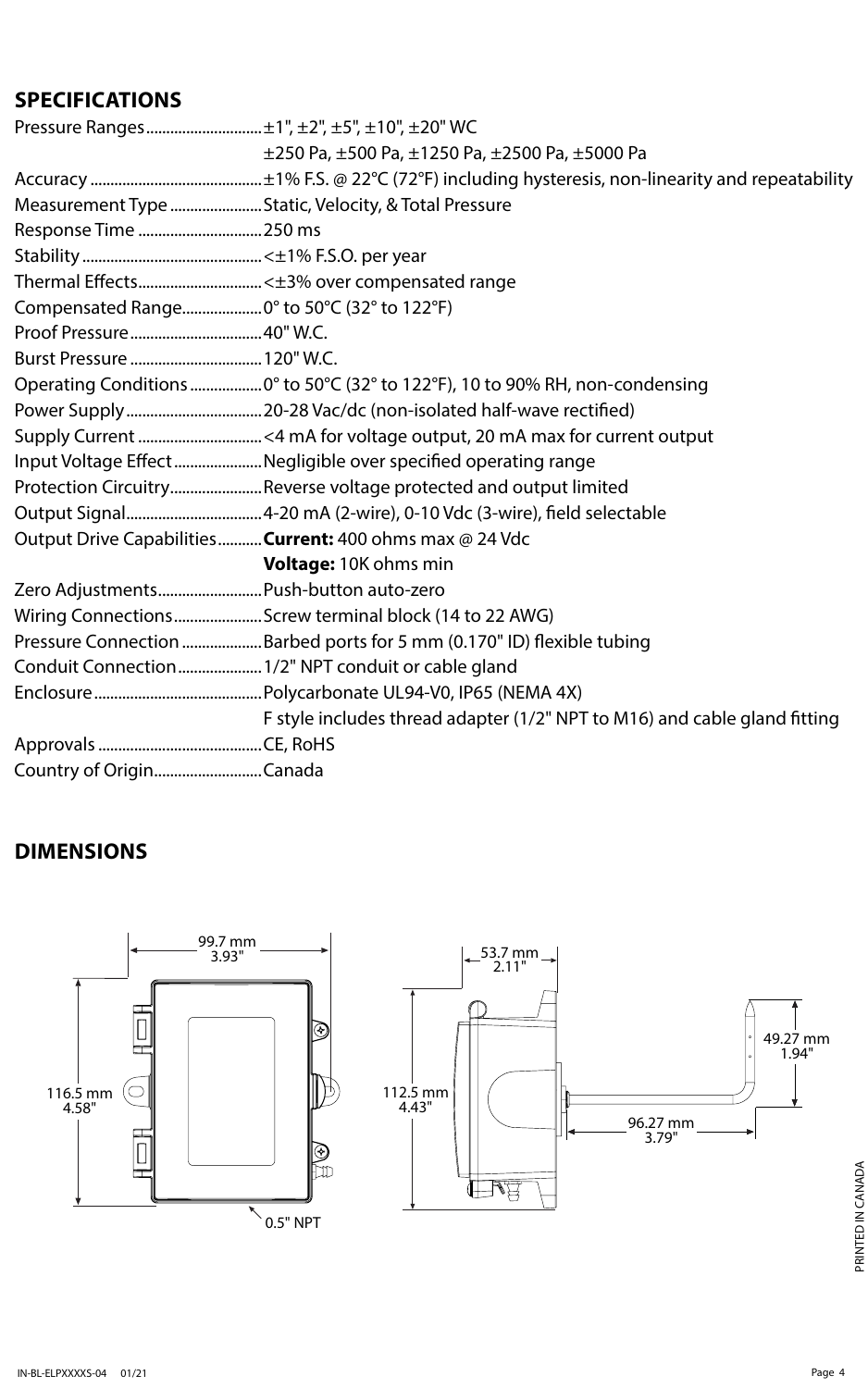## SPECIFICATIONS

| | |
|---|---|
| Pressure Ranges | ±1", ±2", ±5", ±10", ±20" WC<br>±250 Pa, ±500 Pa, ±1250 Pa, ±2500 Pa, ±5000 Pa |
| Accuracy | ±1% F.S. @ 22°C (72°F) including hysteresis, non-linearity and repeatability |
| Measurement Type | Static, Velocity, & Total Pressure |
| Response Time | 250 ms |
| Stability | <±1% F.S.O. per year |
| Thermal Effects | <±3% over compensated range |
| Compensated Range | 0° to 50°C (32° to 122°F) |
| Proof Pressure | 40" W.C. |
| Burst Pressure | 120" W.C. |
| Operating Conditions | 0° to 50°C (32° to 122°F), 10 to 90% RH, non-condensing |
| Power Supply | 20-28 Vac/dc (non-isolated half-wave rectified) |
| Supply Current | <4 mA for voltage output, 20 mA max for current output |
| Input Voltage Effect | Negligible over specified operating range |
| Protection Circuitry | Reverse voltage protected and output limited |
| Output Signal | 4-20 mA (2-wire), 0-10 Vdc (3-wire), field selectable |
| Output Drive Capabilities | **Current:** 400 ohms max @ 24 Vdc<br>**Voltage:** 10K ohms min |
| Zero Adjustments | Push-button auto-zero |
| Wiring Connections | Screw terminal block (14 to 22 AWG) |
| Pressure Connection | Barbed ports for 5 mm (0.170" ID) flexible tubing |
| Conduit Connection | 1/2" NPT conduit or cable gland |
| Enclosure | Polycarbonate UL94-V0, IP65 (NEMA 4X)<br>F style includes thread adapter (1/2" NPT to M16) and cable gland fitting |
| Approvals | CE, RoHS |
| Country of Origin | Canada |

## DIMENSIONS

99.7 mm
3.93"

116.5 mm
4.58"

0.5" NPT

53.7 mm
2.11"

112.5 mm
4.43"

49.27 mm
1.94"

96.27 mm
3.79"

PRINTED IN CANADA

IN-BL-ELPXXXXS-04 01/21